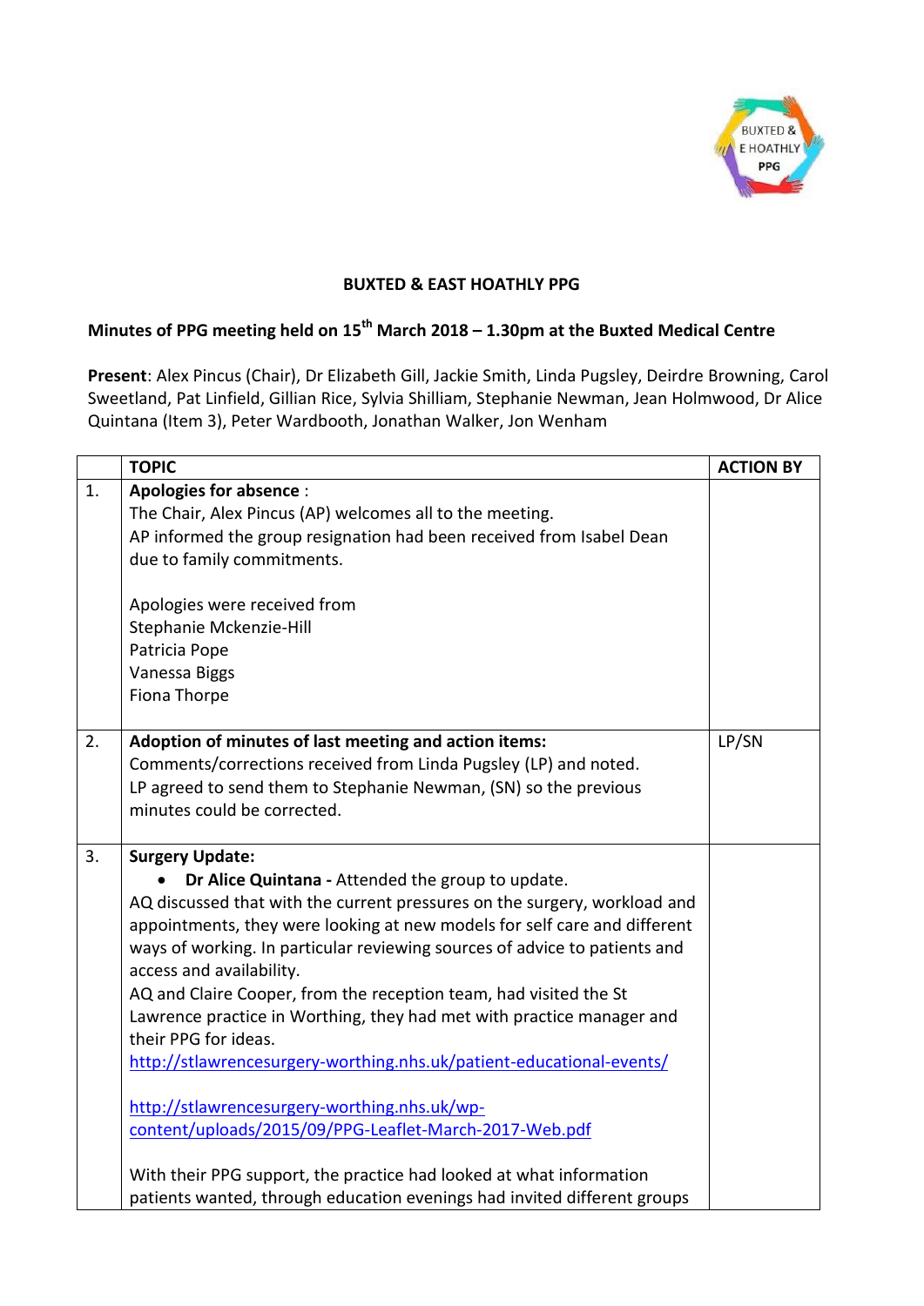**BUXTED & EAST HOATHLY PPG**

**Minutes of PPG meeting held on 15th March 2018 – 1.30pm at the Buxted Medical Centre**

**Present**: Alex Pincus (Chair), Dr Elizabeth Gill, Jackie Smith, Linda Pugsley, Deirdre Browning, Carol Sweetland, Pat Linfield, Gillian Rice, Sylvia Shilliam, Stephanie Newman, Jean Holmwood, Dr Alice Quintana (Item 3), Peter Wardbooth, Jonathan Walker, Jon Wenham

| | TOPIC | ACTION BY |
|---|---|---|
| 1. | **Apologies for absence** :<br>The Chair, Alex Pincus (AP) welcomes all to the meeting.<br>AP informed the group resignation had been received from Isabel Dean due to family commitments.<br><br>Apologies were received from<br>Stephanie Mckenzie-Hill<br>Patricia Pope<br>Vanessa Biggs<br>Fiona Thorpe | |
| 2. | **Adoption of minutes of last meeting and action items:**<br>Comments/corrections received from Linda Pugsley (LP) and noted.<br>LP agreed to send them to Stephanie Newman, (SN) so the previous minutes could be corrected. | LP/SN |
| 3. | **Surgery Update:**<br>• **Dr Alice Quintana -** Attended the group to update.<br>AQ discussed that with the current pressures on the surgery, workload and appointments, they were looking at new models for self care and different ways of working. In particular reviewing sources of advice to patients and access and availability.<br>AQ and Claire Cooper, from the reception team, had visited the St Lawrence practice in Worthing, they had met with practice manager and their PPG for ideas.<br>http://stlawrencesurgery-worthing.nhs.uk/patient-educational-events/<br><br>http://stlawrencesurgery-worthing.nhs.uk/wp-content/uploads/2015/09/PPG-Leaflet-March-2017-Web.pdf<br><br>With their PPG support, the practice had looked at what information patients wanted, through education evenings had invited different groups | |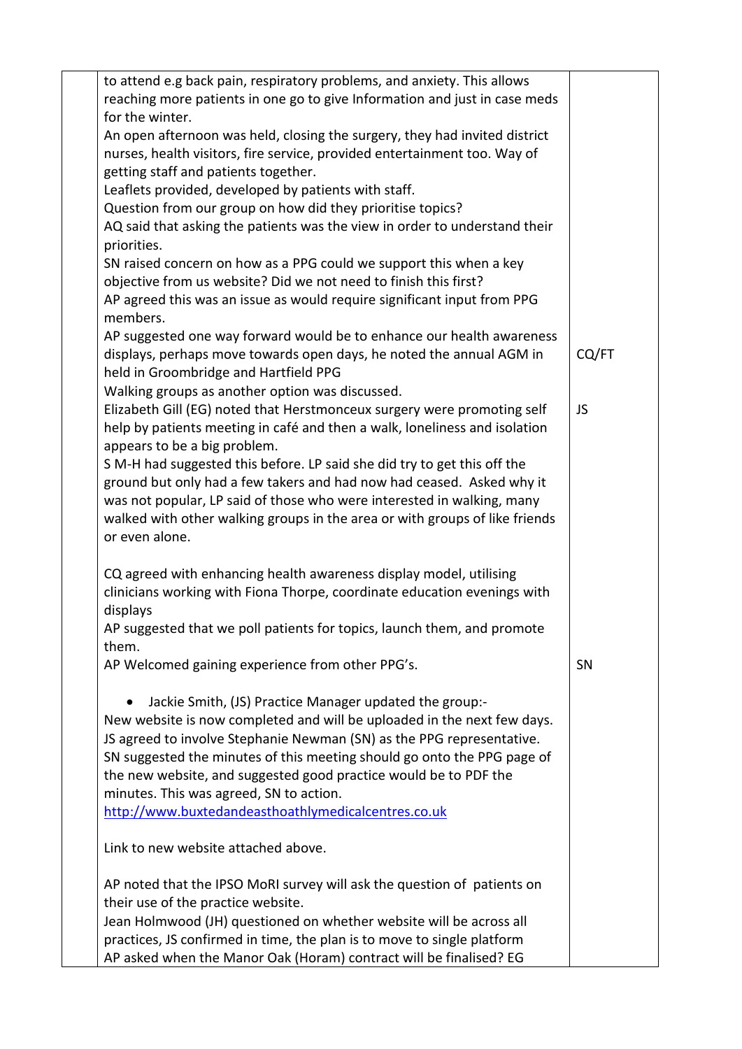| | | |
|---|---|---|
| | to attend e.g back pain, respiratory problems, and anxiety. This allows reaching more patients in one go to give Information and just in case meds for the winter.<br>An open afternoon was held, closing the surgery, they had invited district nurses, health visitors, fire service, provided entertainment too. Way of getting staff and patients together.<br>Leaflets provided, developed by patients with staff.<br>Question from our group on how did they prioritise topics?<br>AQ said that asking the patients was the view in order to understand their priorities.<br>SN raised concern on how as a PPG could we support this when a key objective from us website? Did we not need to finish this first?<br>AP agreed this was an issue as would require significant input from PPG members.<br>AP suggested one way forward would be to enhance our health awareness displays, perhaps move towards open days, he noted the annual AGM in held in Groombridge and Hartfield PPG<br>Walking groups as another option was discussed.<br>Elizabeth Gill (EG) noted that Herstmonceux surgery were promoting self help by patients meeting in café and then a walk, loneliness and isolation appears to be a big problem.<br>S M-H had suggested this before. LP said she did try to get this off the ground but only had a few takers and had now had ceased. Asked why it was not popular, LP said of those who were interested in walking, many walked with other walking groups in the area or with groups of like friends or even alone.<br><br>CQ agreed with enhancing health awareness display model, utilising clinicians working with Fiona Thorpe, coordinate education evenings with displays<br>AP suggested that we poll patients for topics, launch them, and promote them.<br>AP Welcomed gaining experience from other PPG's.<br><br>• Jackie Smith, (JS) Practice Manager updated the group:-<br>New website is now completed and will be uploaded in the next few days. JS agreed to involve Stephanie Newman (SN) as the PPG representative. SN suggested the minutes of this meeting should go onto the PPG page of the new website, and suggested good practice would be to PDF the minutes. This was agreed, SN to action.<br>http://www.buxtedandeasthoathlymedicalcentres.co.uk<br><br>Link to new website attached above.<br><br>AP noted that the IPSO MoRI survey will ask the question of patients on their use of the practice website.<br>Jean Holmwood (JH) questioned on whether website will be across all practices, JS confirmed in time, the plan is to move to single platform<br>AP asked when the Manor Oak (Horam) contract will be finalised? EG | CQ/FT<br><br>JS<br><br>SN |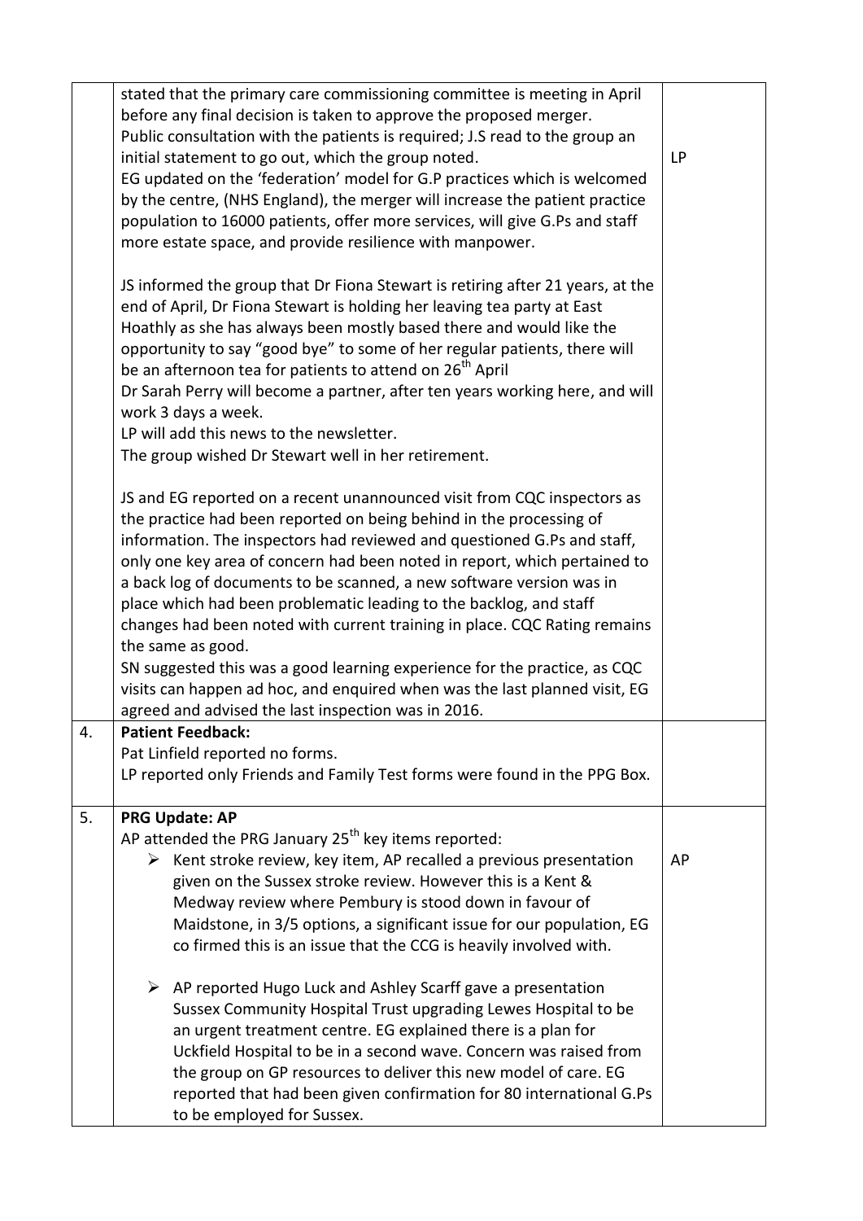| | | |
|---|---|---|
| | stated that the primary care commissioning committee is meeting in April before any final decision is taken to approve the proposed merger.<br>Public consultation with the patients is required; J.S read to the group an initial statement to go out, which the group noted.<br>EG updated on the 'federation' model for G.P practices which is welcomed by the centre, (NHS England), the merger will increase the patient practice population to 16000 patients, offer more services, will give G.Ps and staff more estate space, and provide resilience with manpower.<br><br>JS informed the group that Dr Fiona Stewart is retiring after 21 years, at the end of April, Dr Fiona Stewart is holding her leaving tea party at East Hoathly as she has always been mostly based there and would like the opportunity to say "good bye" to some of her regular patients, there will be an afternoon tea for patients to attend on 26th April<br>Dr Sarah Perry will become a partner, after ten years working here, and will work 3 days a week.<br>LP will add this news to the newsletter.<br>The group wished Dr Stewart well in her retirement.<br><br>JS and EG reported on a recent unannounced visit from CQC inspectors as the practice had been reported on being behind in the processing of information. The inspectors had reviewed and questioned G.Ps and staff, only one key area of concern had been noted in report, which pertained to a back log of documents to be scanned, a new software version was in place which had been problematic leading to the backlog, and staff changes had been noted with current training in place. CQC Rating remains the same as good.<br>SN suggested this was a good learning experience for the practice, as CQC visits can happen ad hoc, and enquired when was the last planned visit, EG agreed and advised the last inspection was in 2016. | LP |
| 4. | **Patient Feedback:**<br>Pat Linfield reported no forms.<br>LP reported only Friends and Family Test forms were found in the PPG Box. | |
| 5. | **PRG Update: AP**<br>AP attended the PRG January 25th key items reported:<br>➢ Kent stroke review, key item, AP recalled a previous presentation given on the Sussex stroke review. However this is a Kent & Medway review where Pembury is stood down in favour of Maidstone, in 3/5 options, a significant issue for our population, EG co firmed this is an issue that the CCG is heavily involved with.<br><br>➢ AP reported Hugo Luck and Ashley Scarff gave a presentation Sussex Community Hospital Trust upgrading Lewes Hospital to be an urgent treatment centre. EG explained there is a plan for Uckfield Hospital to be in a second wave. Concern was raised from the group on GP resources to deliver this new model of care. EG reported that had been given confirmation for 80 international G.Ps to be employed for Sussex. | AP |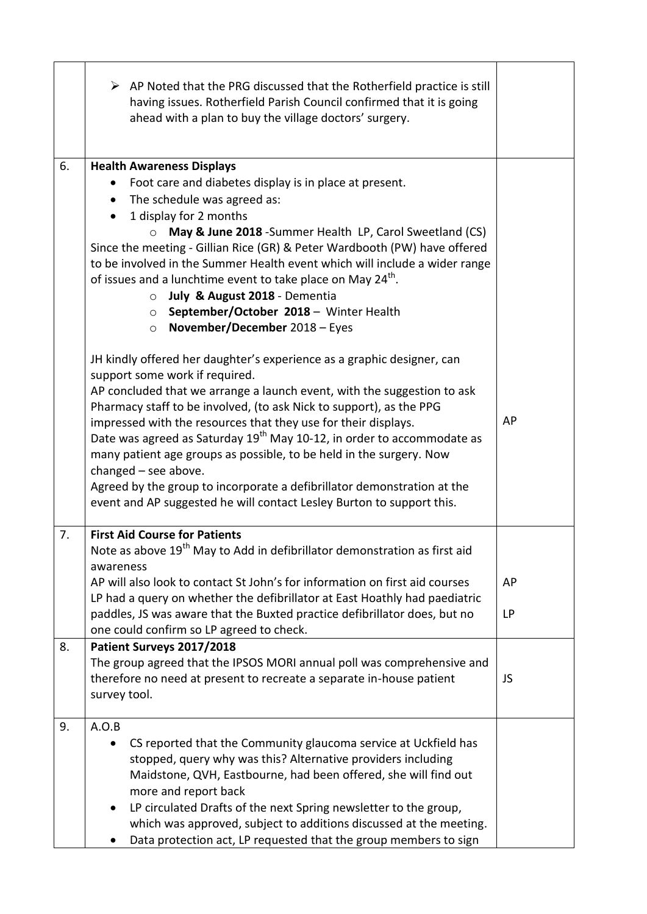| | | |
|---|---|---|
| | ➢ AP Noted that the PRG discussed that the Rotherfield practice is still having issues. Rotherfield Parish Council confirmed that it is going ahead with a plan to buy the village doctors' surgery. | |
| 6. | **Health Awareness Displays**<br>• Foot care and diabetes display is in place at present.<br>• The schedule was agreed as:<br>• 1 display for 2 months<br>  ○ **May & June 2018** -Summer Health LP, Carol Sweetland (CS)<br>Since the meeting - Gillian Rice (GR) & Peter Wardbooth (PW) have offered to be involved in the Summer Health event which will include a wider range of issues and a lunchtime event to take place on May 24th.<br>  ○ **July & August 2018** - Dementia<br>  ○ **September/October 2018** – Winter Health<br>  ○ **November/December** 2018 – Eyes<br><br>JH kindly offered her daughter's experience as a graphic designer, can support some work if required.<br>AP concluded that we arrange a launch event, with the suggestion to ask Pharmacy staff to be involved, (to ask Nick to support), as the PPG impressed with the resources that they use for their displays.<br>Date was agreed as Saturday 19th May 10-12, in order to accommodate as many patient age groups as possible, to be held in the surgery. Now changed – see above.<br>Agreed by the group to incorporate a defibrillator demonstration at the event and AP suggested he will contact Lesley Burton to support this. | AP |
| 7. | **First Aid Course for Patients**<br>Note as above 19th May to Add in defibrillator demonstration as first aid awareness<br>AP will also look to contact St John's for information on first aid courses<br>LP had a query on whether the defibrillator at East Hoathly had paediatric paddles, JS was aware that the Buxted practice defibrillator does, but no one could confirm so LP agreed to check. | AP<br><br>LP |
| 8. | **Patient Surveys 2017/2018**<br>The group agreed that the IPSOS MORI annual poll was comprehensive and therefore no need at present to recreate a separate in-house patient survey tool. | JS |
| 9. | A.O.B<br>• CS reported that the Community glaucoma service at Uckfield has stopped, query why was this? Alternative providers including Maidstone, QVH, Eastbourne, had been offered, she will find out more and report back<br>• LP circulated Drafts of the next Spring newsletter to the group, which was approved, subject to additions discussed at the meeting.<br>• Data protection act, LP requested that the group members to sign | |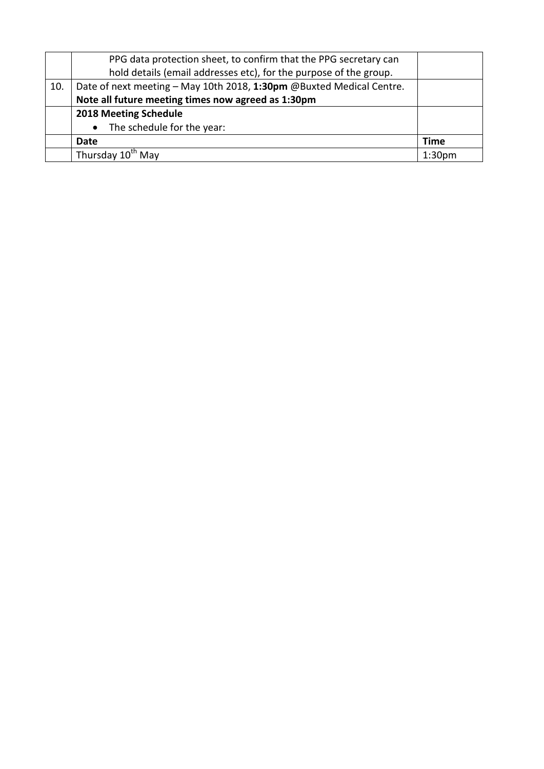| | | |
|---|---|---|
| | PPG data protection sheet, to confirm that the PPG secretary can hold details (email addresses etc), for the purpose of the group. | |
| 10. | Date of next meeting – May 10th 2018, **1:30pm** @Buxted Medical Centre. **Note all future meeting times now agreed as 1:30pm** | |
| | **2018 Meeting Schedule**<br>• The schedule for the year: | |
| | **Date** | **Time** |
| | Thursday 10th May | 1:30pm |